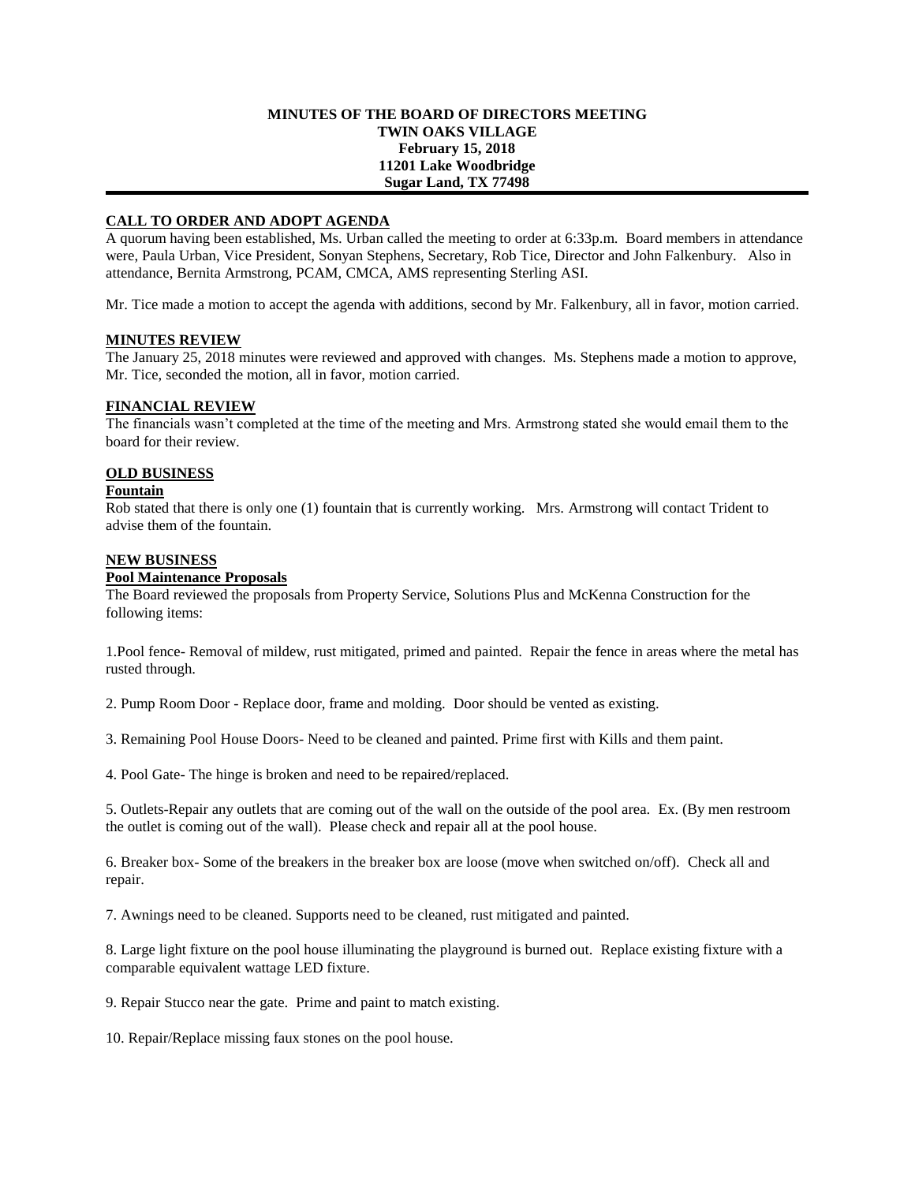# MINUTES OF THE BOARD OF DIRECTORS MEETING
## TWIN OAKS VILLAGE
## February 15, 2018
## 11201 Lake Woodbridge
## Sugar Land, TX 77498

---

**CALL TO ORDER AND ADOPT AGENDA**

A quorum having been established, Ms. Urban called the meeting to order at 6:33p.m. Board members in attendance were, Paula Urban, Vice President, Sonyan Stephens, Secretary, Rob Tice, Director and John Falkenbury. Also in attendance, Bernita Armstrong, PCAM, CMCA, AMS representing Sterling ASI.

Mr. Tice made a motion to accept the agenda with additions, second by Mr. Falkenbury, all in favor, motion carried.

**MINUTES REVIEW**

The January 25, 2018 minutes were reviewed and approved with changes. Ms. Stephens made a motion to approve, Mr. Tice, seconded the motion, all in favor, motion carried.

**FINANCIAL REVIEW**

The financials wasn't completed at the time of the meeting and Mrs. Armstrong stated she would email them to the board for their review.

**OLD BUSINESS**

**Fountain**

Rob stated that there is only one (1) fountain that is currently working. Mrs. Armstrong will contact Trident to advise them of the fountain.

**NEW BUSINESS**

**Pool Maintenance Proposals**

The Board reviewed the proposals from Property Service, Solutions Plus and McKenna Construction for the following items:

1.Pool fence- Removal of mildew, rust mitigated, primed and painted. Repair the fence in areas where the metal has rusted through.

2. Pump Room Door - Replace door, frame and molding. Door should be vented as existing.

3. Remaining Pool House Doors- Need to be cleaned and painted. Prime first with Kills and them paint.

4. Pool Gate- The hinge is broken and need to be repaired/replaced.

5. Outlets-Repair any outlets that are coming out of the wall on the outside of the pool area. Ex. (By men restroom the outlet is coming out of the wall). Please check and repair all at the pool house.

6. Breaker box- Some of the breakers in the breaker box are loose (move when switched on/off). Check all and repair.

7. Awnings need to be cleaned. Supports need to be cleaned, rust mitigated and painted.

8. Large light fixture on the pool house illuminating the playground is burned out. Replace existing fixture with a comparable equivalent wattage LED fixture.

9. Repair Stucco near the gate. Prime and paint to match existing.

10. Repair/Replace missing faux stones on the pool house.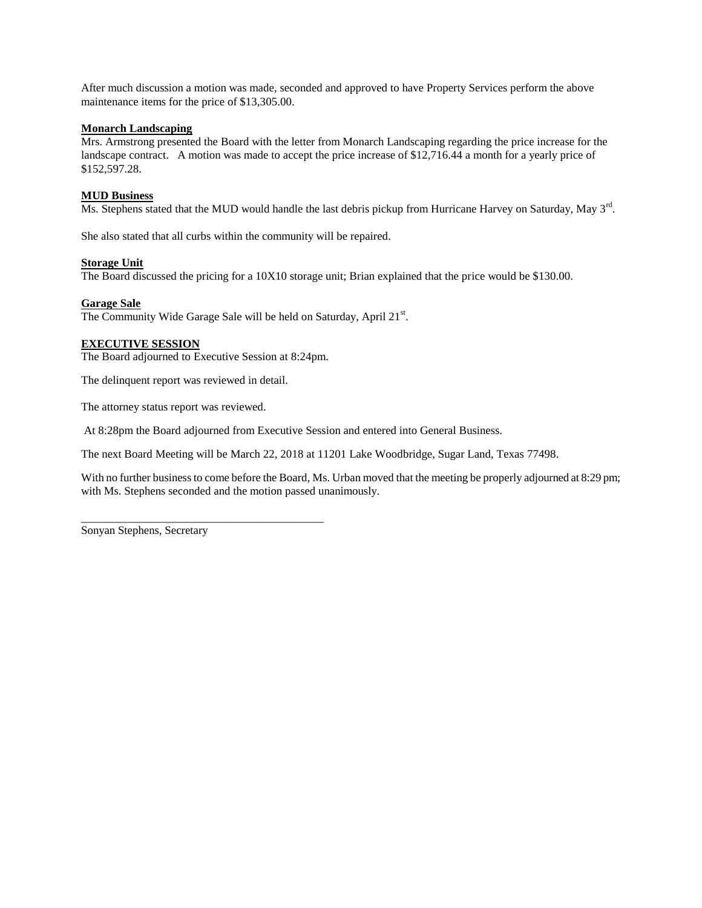After much discussion a motion was made, seconded and approved to have Property Services perform the above maintenance items for the price of $13,305.00.

**Monarch Landscaping**

Mrs. Armstrong presented the Board with the letter from Monarch Landscaping regarding the price increase for the landscape contract. A motion was made to accept the price increase of $12,716.44 a month for a yearly price of $152,597.28.

**MUD Business**

Ms. Stephens stated that the MUD would handle the last debris pickup from Hurricane Harvey on Saturday, May 3rd.

She also stated that all curbs within the community will be repaired.

**Storage Unit**

The Board discussed the pricing for a 10X10 storage unit; Brian explained that the price would be $130.00.

**Garage Sale**

The Community Wide Garage Sale will be held on Saturday, April 21st.

**EXECUTIVE SESSION**

The Board adjourned to Executive Session at 8:24pm.

The delinquent report was reviewed in detail.

The attorney status report was reviewed.

At 8:28pm the Board adjourned from Executive Session and entered into General Business.

The next Board Meeting will be March 22, 2018 at 11201 Lake Woodbridge, Sugar Land, Texas 77498.

With no further business to come before the Board, Ms. Urban moved that the meeting be properly adjourned at 8:29 pm; with Ms. Stephens seconded and the motion passed unanimously.

\_\_\_\_\_\_\_\_\_\_\_\_\_\_\_\_\_\_\_\_\_\_\_\_\_\_\_\_\_\_\_\_\_\_\_\_\_\_\_\_\_\_

Sonyan Stephens, Secretary